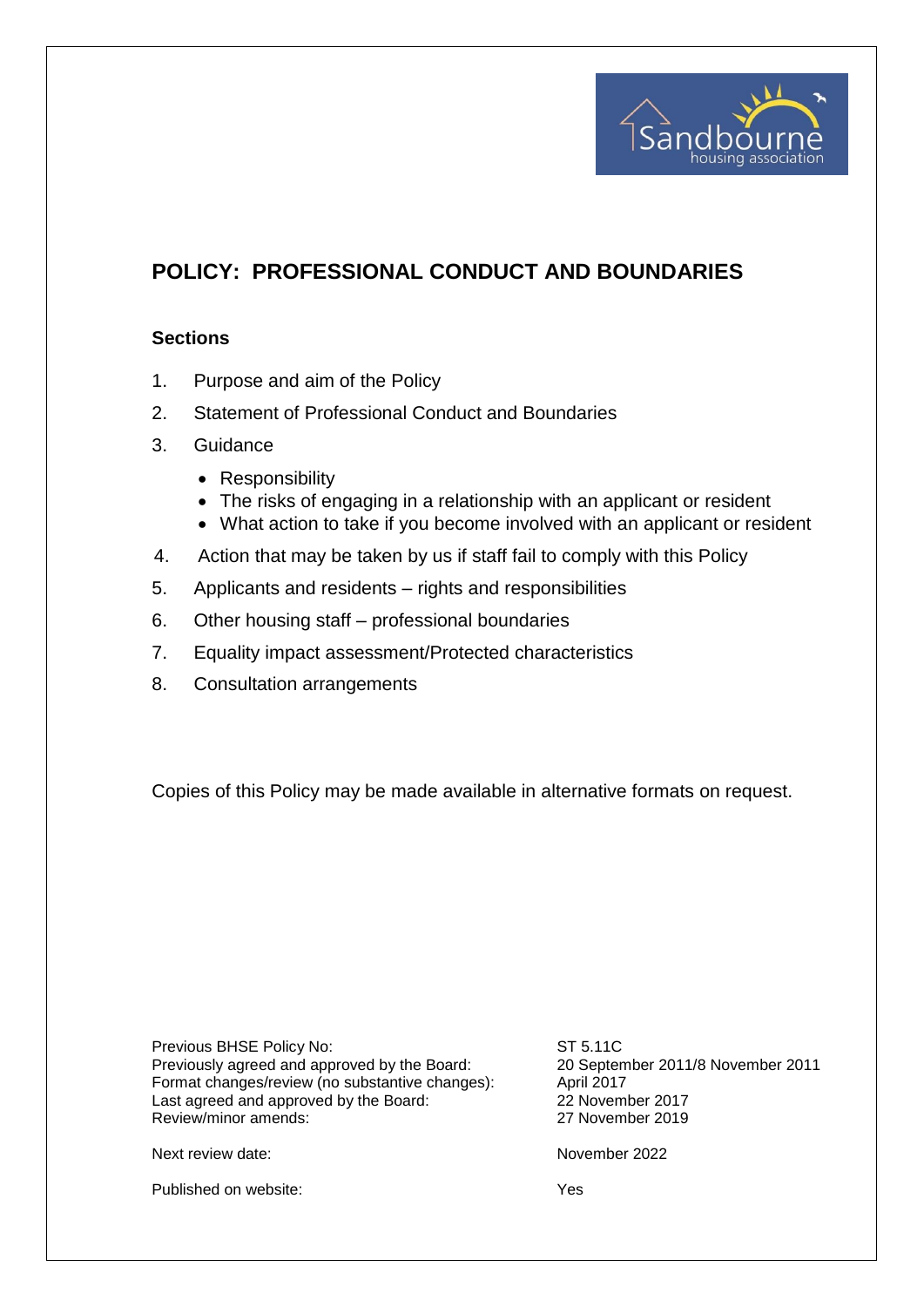Sandbourne housing association

# POLICY: PROFESSIONAL CONDUCT AND BOUNDARIES

### Sections

1. Purpose and aim of the Policy
2. Statement of Professional Conduct and Boundaries
3. Guidance
   - Responsibility
   - The risks of engaging in a relationship with an applicant or resident
   - What action to take if you become involved with an applicant or resident
4. Action that may be taken by us if staff fail to comply with this Policy
5. Applicants and residents – rights and responsibilities
6. Other housing staff – professional boundaries
7. Equality impact assessment/Protected characteristics
8. Consultation arrangements

Copies of this Policy may be made available in alternative formats on request.

| | |
|---|---|
| Previous BHSE Policy No: | ST 5.11C |
| Previously agreed and approved by the Board: | 20 September 2011/8 November 2011 |
| Format changes/review (no substantive changes): | April 2017 |
| Last agreed and approved by the Board: | 22 November 2017 |
| Review/minor amends: | 27 November 2019 |
| Next review date: | November 2022 |
| Published on website: | Yes |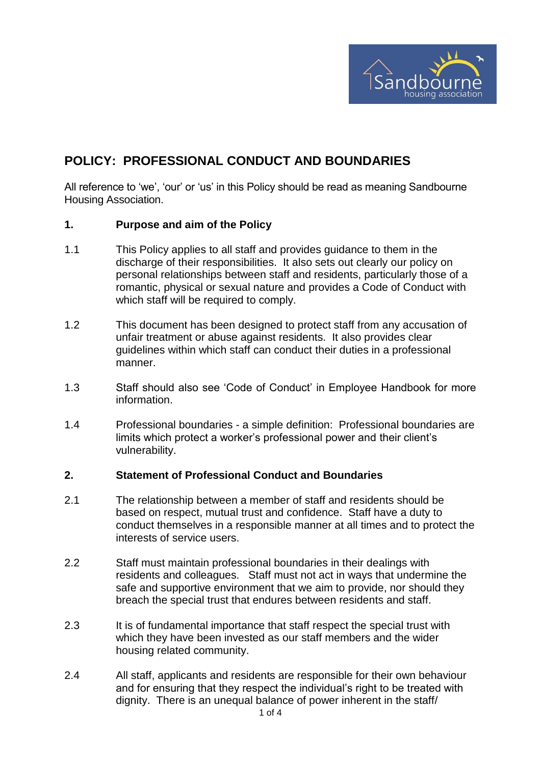# POLICY: PROFESSIONAL CONDUCT AND BOUNDARIES

All reference to 'we', 'our' or 'us' in this Policy should be read as meaning Sandbourne Housing Association.

## 1. Purpose and aim of the Policy

1.1 This Policy applies to all staff and provides guidance to them in the discharge of their responsibilities. It also sets out clearly our policy on personal relationships between staff and residents, particularly those of a romantic, physical or sexual nature and provides a Code of Conduct with which staff will be required to comply.

1.2 This document has been designed to protect staff from any accusation of unfair treatment or abuse against residents. It also provides clear guidelines within which staff can conduct their duties in a professional manner.

1.3 Staff should also see 'Code of Conduct' in Employee Handbook for more information.

1.4 Professional boundaries - a simple definition: Professional boundaries are limits which protect a worker's professional power and their client's vulnerability.

## 2. Statement of Professional Conduct and Boundaries

2.1 The relationship between a member of staff and residents should be based on respect, mutual trust and confidence. Staff have a duty to conduct themselves in a responsible manner at all times and to protect the interests of service users.

2.2 Staff must maintain professional boundaries in their dealings with residents and colleagues. Staff must not act in ways that undermine the safe and supportive environment that we aim to provide, nor should they breach the special trust that endures between residents and staff.

2.3 It is of fundamental importance that staff respect the special trust with which they have been invested as our staff members and the wider housing related community.

2.4 All staff, applicants and residents are responsible for their own behaviour and for ensuring that they respect the individual's right to be treated with dignity. There is an unequal balance of power inherent in the staff/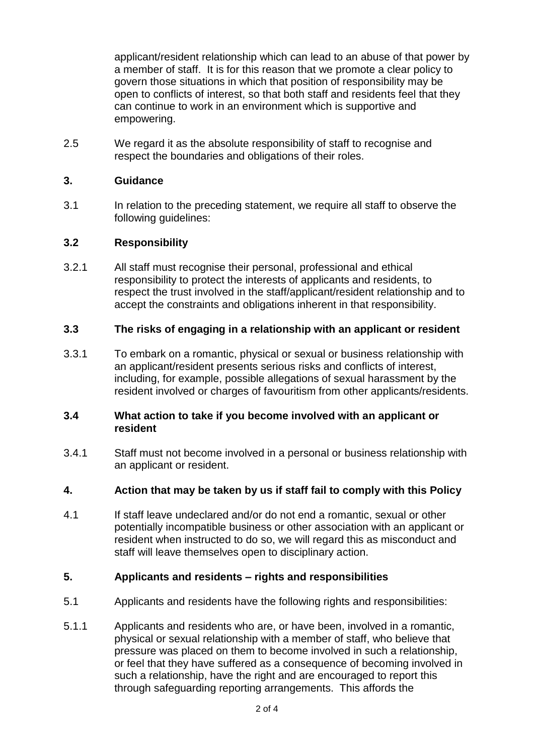applicant/resident relationship which can lead to an abuse of that power by a member of staff. It is for this reason that we promote a clear policy to govern those situations in which that position of responsibility may be open to conflicts of interest, so that both staff and residents feel that they can continue to work in an environment which is supportive and empowering.

2.5 We regard it as the absolute responsibility of staff to recognise and respect the boundaries and obligations of their roles.

## 3. Guidance

3.1 In relation to the preceding statement, we require all staff to observe the following guidelines:

### 3.2 Responsibility

3.2.1 All staff must recognise their personal, professional and ethical responsibility to protect the interests of applicants and residents, to respect the trust involved in the staff/applicant/resident relationship and to accept the constraints and obligations inherent in that responsibility.

### 3.3 The risks of engaging in a relationship with an applicant or resident

3.3.1 To embark on a romantic, physical or sexual or business relationship with an applicant/resident presents serious risks and conflicts of interest, including, for example, possible allegations of sexual harassment by the resident involved or charges of favouritism from other applicants/residents.

### 3.4 What action to take if you become involved with an applicant or resident

3.4.1 Staff must not become involved in a personal or business relationship with an applicant or resident.

## 4. Action that may be taken by us if staff fail to comply with this Policy

4.1 If staff leave undeclared and/or do not end a romantic, sexual or other potentially incompatible business or other association with an applicant or resident when instructed to do so, we will regard this as misconduct and staff will leave themselves open to disciplinary action.

## 5. Applicants and residents – rights and responsibilities

5.1 Applicants and residents have the following rights and responsibilities:

5.1.1 Applicants and residents who are, or have been, involved in a romantic, physical or sexual relationship with a member of staff, who believe that pressure was placed on them to become involved in such a relationship, or feel that they have suffered as a consequence of becoming involved in such a relationship, have the right and are encouraged to report this through safeguarding reporting arrangements. This affords the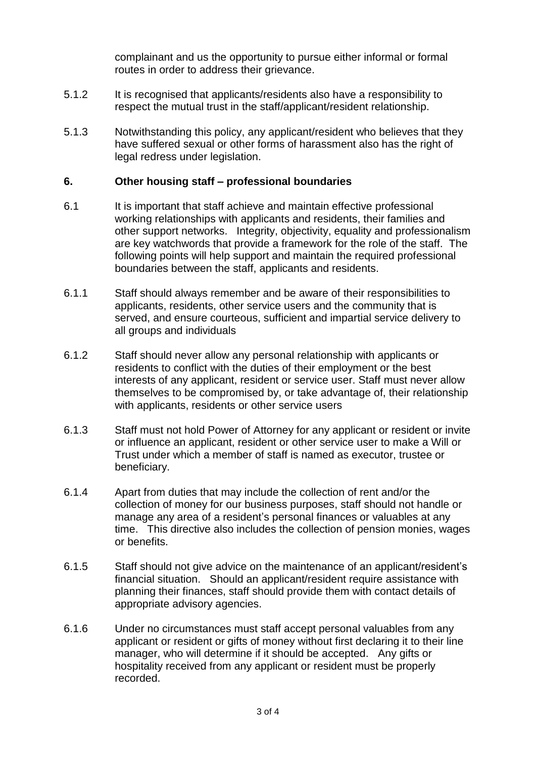complainant and us the opportunity to pursue either informal or formal routes in order to address their grievance.

5.1.2 It is recognised that applicants/residents also have a responsibility to respect the mutual trust in the staff/applicant/resident relationship.

5.1.3 Notwithstanding this policy, any applicant/resident who believes that they have suffered sexual or other forms of harassment also has the right of legal redress under legislation.

## 6. Other housing staff – professional boundaries

6.1 It is important that staff achieve and maintain effective professional working relationships with applicants and residents, their families and other support networks. Integrity, objectivity, equality and professionalism are key watchwords that provide a framework for the role of the staff. The following points will help support and maintain the required professional boundaries between the staff, applicants and residents.

6.1.1 Staff should always remember and be aware of their responsibilities to applicants, residents, other service users and the community that is served, and ensure courteous, sufficient and impartial service delivery to all groups and individuals

6.1.2 Staff should never allow any personal relationship with applicants or residents to conflict with the duties of their employment or the best interests of any applicant, resident or service user. Staff must never allow themselves to be compromised by, or take advantage of, their relationship with applicants, residents or other service users

6.1.3 Staff must not hold Power of Attorney for any applicant or resident or invite or influence an applicant, resident or other service user to make a Will or Trust under which a member of staff is named as executor, trustee or beneficiary.

6.1.4 Apart from duties that may include the collection of rent and/or the collection of money for our business purposes, staff should not handle or manage any area of a resident's personal finances or valuables at any time. This directive also includes the collection of pension monies, wages or benefits.

6.1.5 Staff should not give advice on the maintenance of an applicant/resident's financial situation. Should an applicant/resident require assistance with planning their finances, staff should provide them with contact details of appropriate advisory agencies.

6.1.6 Under no circumstances must staff accept personal valuables from any applicant or resident or gifts of money without first declaring it to their line manager, who will determine if it should be accepted. Any gifts or hospitality received from any applicant or resident must be properly recorded.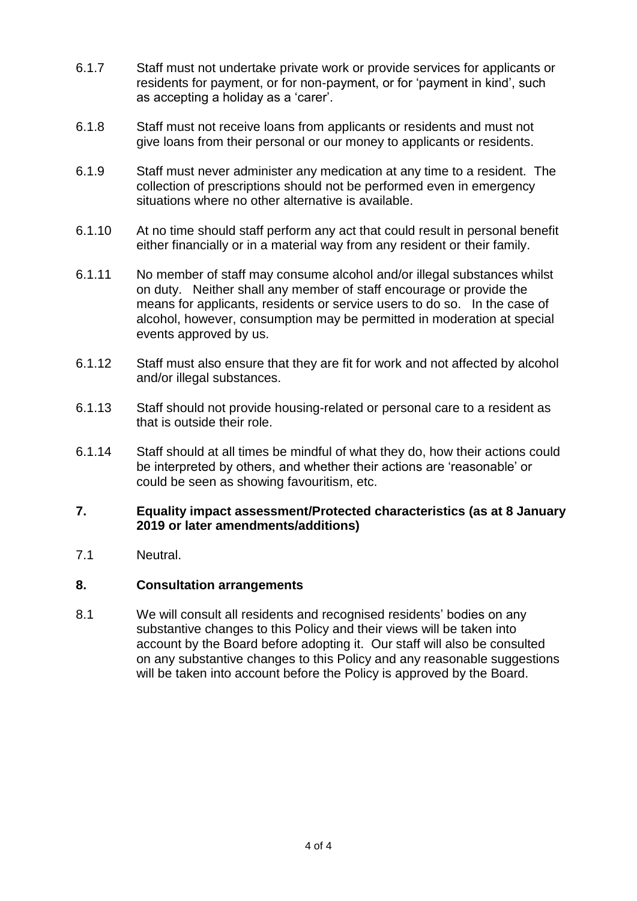6.1.7 Staff must not undertake private work or provide services for applicants or residents for payment, or for non-payment, or for 'payment in kind', such as accepting a holiday as a 'carer'.

6.1.8 Staff must not receive loans from applicants or residents and must not give loans from their personal or our money to applicants or residents.

6.1.9 Staff must never administer any medication at any time to a resident. The collection of prescriptions should not be performed even in emergency situations where no other alternative is available.

6.1.10 At no time should staff perform any act that could result in personal benefit either financially or in a material way from any resident or their family.

6.1.11 No member of staff may consume alcohol and/or illegal substances whilst on duty. Neither shall any member of staff encourage or provide the means for applicants, residents or service users to do so. In the case of alcohol, however, consumption may be permitted in moderation at special events approved by us.

6.1.12 Staff must also ensure that they are fit for work and not affected by alcohol and/or illegal substances.

6.1.13 Staff should not provide housing-related or personal care to a resident as that is outside their role.

6.1.14 Staff should at all times be mindful of what they do, how their actions could be interpreted by others, and whether their actions are 'reasonable' or could be seen as showing favouritism, etc.

## 7. Equality impact assessment/Protected characteristics (as at 8 January 2019 or later amendments/additions)

7.1 Neutral.

## 8. Consultation arrangements

8.1 We will consult all residents and recognised residents' bodies on any substantive changes to this Policy and their views will be taken into account by the Board before adopting it. Our staff will also be consulted on any substantive changes to this Policy and any reasonable suggestions will be taken into account before the Policy is approved by the Board.